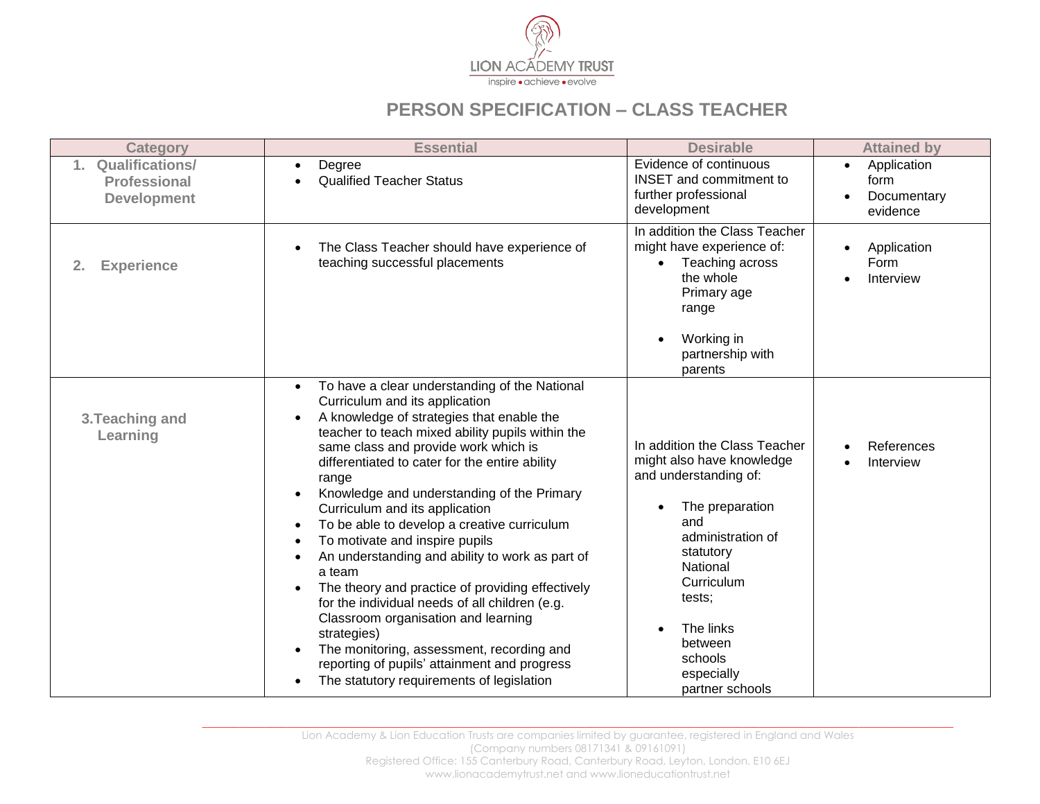LION ACADEMY TRUST

inspire • achieve • evolve

# PERSON SPECIFICATION – CLASS TEACHER

| Category | Essential | Desirable | Attained by |
|---|---|---|---|
| **1. Qualifications/ Professional Development** | • Degree<br>• Qualified Teacher Status | Evidence of continuous INSET and commitment to further professional development | • Application form<br>• Documentary evidence |
| **2. Experience** | • The Class Teacher should have experience of teaching successful placements | In addition the Class Teacher might have experience of:<br>• Teaching across the whole Primary age range<br>• Working in partnership with parents | • Application Form<br>• Interview |
| **3. Teaching and Learning** | • To have a clear understanding of the National Curriculum and its application<br>• A knowledge of strategies that enable the teacher to teach mixed ability pupils within the same class and provide work which is differentiated to cater for the entire ability range<br>• Knowledge and understanding of the Primary Curriculum and its application<br>• To be able to develop a creative curriculum<br>• To motivate and inspire pupils<br>• An understanding and ability to work as part of a team<br>• The theory and practice of providing effectively for the individual needs of all children (e.g. Classroom organisation and learning strategies)<br>• The monitoring, assessment, recording and reporting of pupils' attainment and progress<br>• The statutory requirements of legislation | In addition the Class Teacher might also have knowledge and understanding of:<br>• The preparation and administration of statutory National Curriculum tests;<br>• The links between schools especially partner schools | • References<br>• Interview |

Lion Academy & Lion Education Trusts are companies limited by guarantee, registered in England and Wales (Company numbers 08171341 & 09161091)
Registered Office: 155 Canterbury Road, Canterbury Road, Leyton, London. E10 6EJ
www.lionacademytrust.net and www.lioneducationtrust.net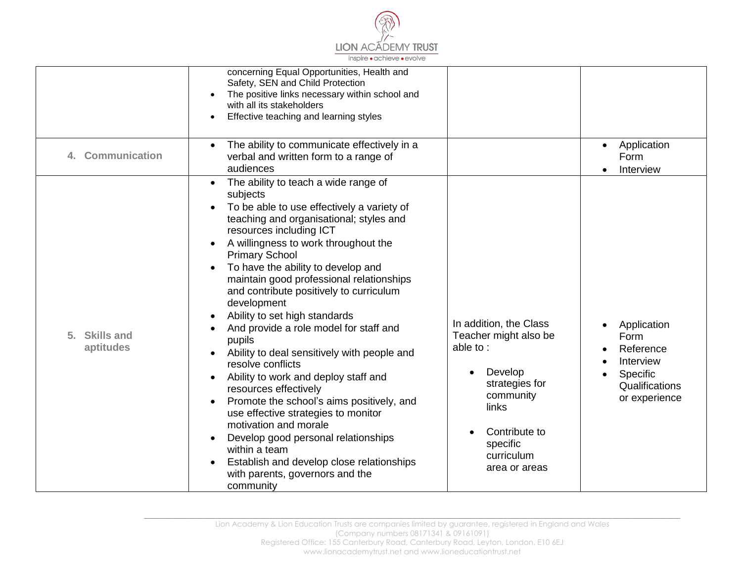| | | | |
|---|---|---|---|
| | concerning Equal Opportunities, Health and Safety, SEN and Child Protection<br>• The positive links necessary within school and with all its stakeholders<br>• Effective teaching and learning styles | | |
| **4. Communication** | • The ability to communicate effectively in a verbal and written form to a range of audiences | | • Application Form<br>• Interview |
| **5. Skills and aptitudes** | • The ability to teach a wide range of subjects<br>• To be able to use effectively a variety of teaching and organisational; styles and resources including ICT<br>• A willingness to work throughout the Primary School<br>• To have the ability to develop and maintain good professional relationships and contribute positively to curriculum development<br>• Ability to set high standards<br>• And provide a role model for staff and pupils<br>• Ability to deal sensitively with people and resolve conflicts<br>• Ability to work and deploy staff and resources effectively<br>• Promote the school's aims positively, and use effective strategies to monitor motivation and morale<br>• Develop good personal relationships within a team<br>• Establish and develop close relationships with parents, governors and the community | In addition, the Class Teacher might also be able to :<br>• Develop strategies for community links<br>• Contribute to specific curriculum area or areas | • Application Form<br>• Reference<br>• Interview<br>• Specific Qualifications or experience |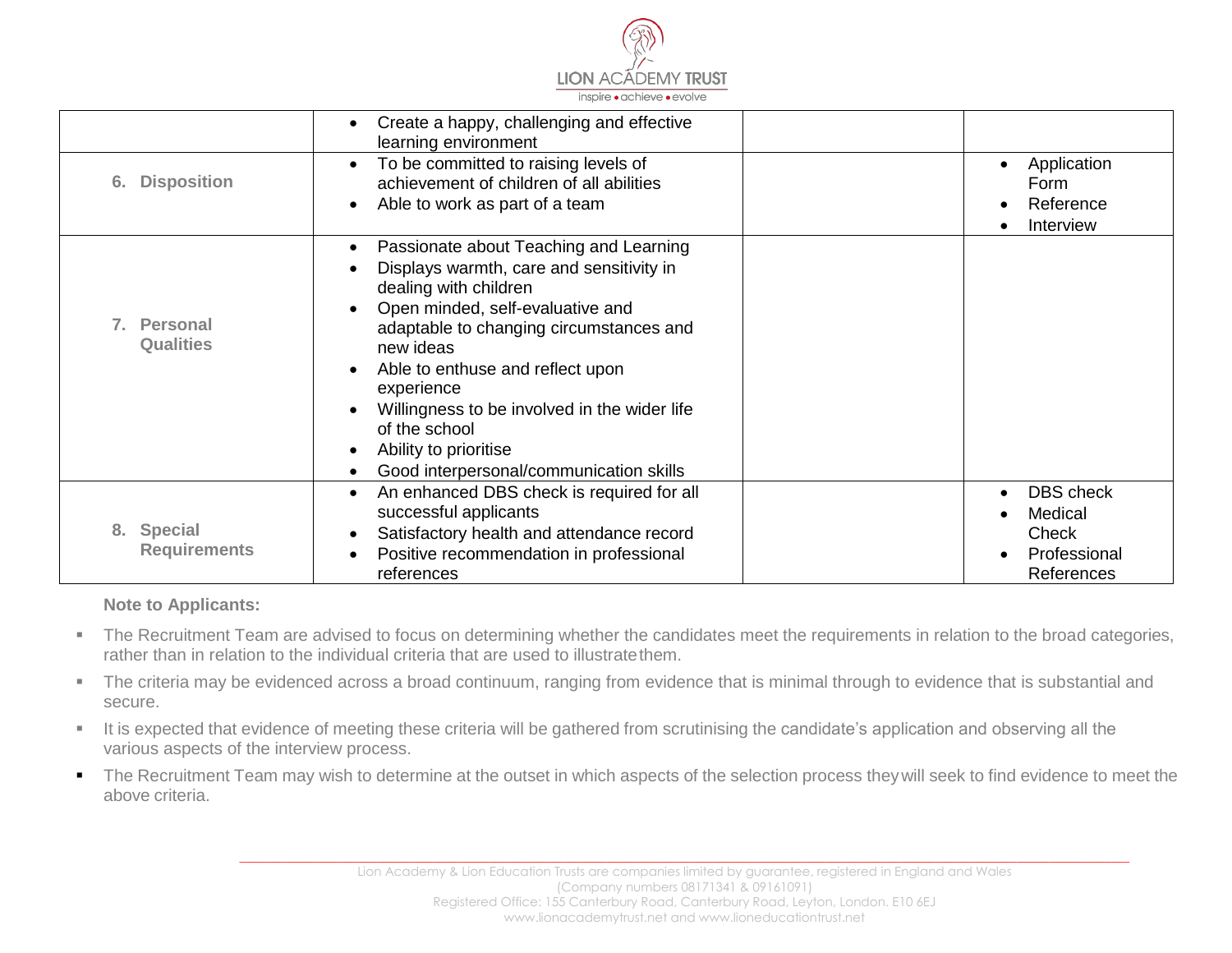| | | | |
|---|---|---|---|
| | • Create a happy, challenging and effective learning environment | | |
| **6. Disposition** | • To be committed to raising levels of achievement of children of all abilities<br>• Able to work as part of a team | | • Application Form<br>• Reference<br>• Interview |
| **7. Personal Qualities** | • Passionate about Teaching and Learning<br>• Displays warmth, care and sensitivity in dealing with children<br>• Open minded, self-evaluative and adaptable to changing circumstances and new ideas<br>• Able to enthuse and reflect upon experience<br>• Willingness to be involved in the wider life of the school<br>• Ability to prioritise<br>• Good interpersonal/communication skills | | |
| **8. Special Requirements** | • An enhanced DBS check is required for all successful applicants<br>• Satisfactory health and attendance record<br>• Positive recommendation in professional references | | • DBS check<br>• Medical Check<br>• Professional References |

**Note to Applicants:**

- The Recruitment Team are advised to focus on determining whether the candidates meet the requirements in relation to the broad categories, rather than in relation to the individual criteria that are used to illustrate them.
- The criteria may be evidenced across a broad continuum, ranging from evidence that is minimal through to evidence that is substantial and secure.
- It is expected that evidence of meeting these criteria will be gathered from scrutinising the candidate's application and observing all the various aspects of the interview process.
- The Recruitment Team may wish to determine at the outset in which aspects of the selection process they will seek to find evidence to meet the above criteria.